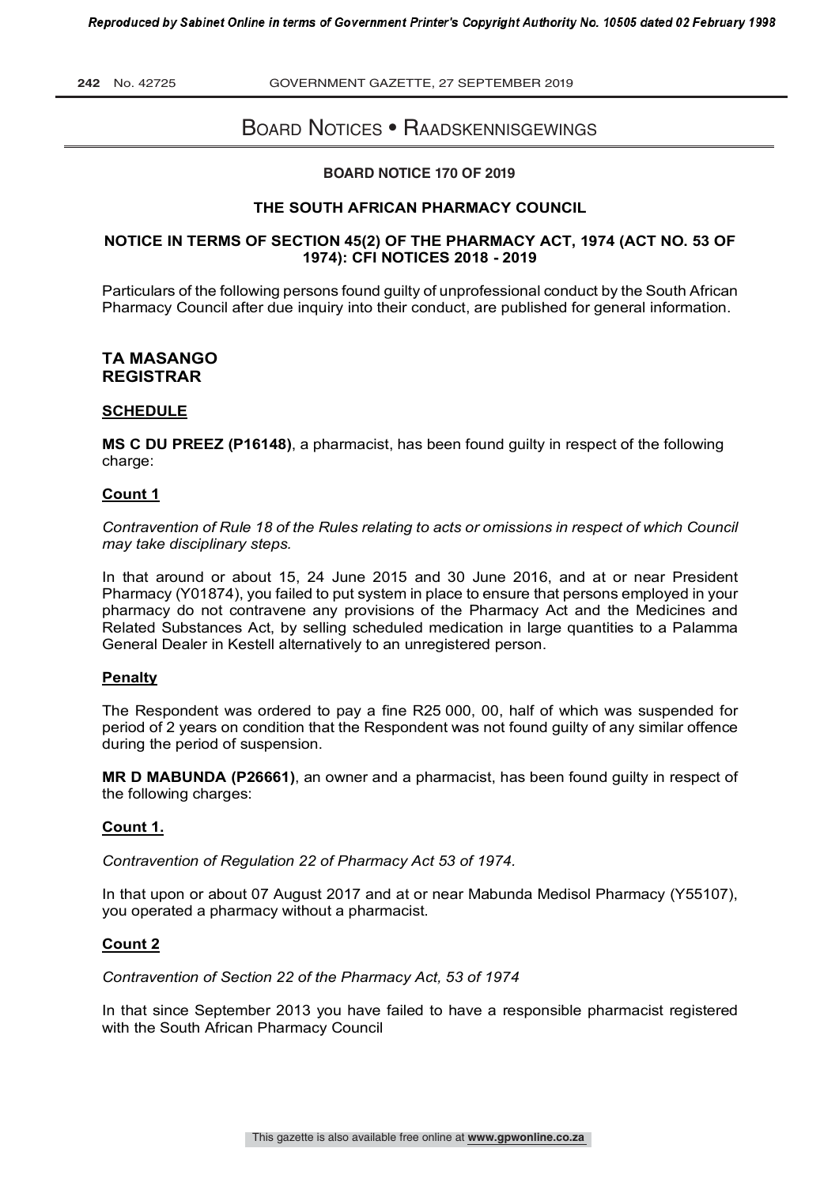# Board Notices • Raadskennisgewings

**BOARD NOTICE 170 OF 2019**

**THE SOUTH AFRICAN PHARMACY COUNCIL**

**NOTICE IN TERMS OF SECTION 45(2) OF THE PHARMACY ACT, 1974 (ACT NO. 53 OF 1974): CFI NOTICES 2018 - 2019**

Particulars of the following persons found guilty of unprofessional conduct by the South African Pharmacy Council after due inquiry into their conduct, are published for general information.

**TA MASANGO**
**REGISTRAR**

**SCHEDULE**

**MS C DU PREEZ (P16148)**, a pharmacist, has been found guilty in respect of the following charge:

**Count 1**

*Contravention of Rule 18 of the Rules relating to acts or omissions in respect of which Council may take disciplinary steps.*

In that around or about 15, 24 June 2015 and 30 June 2016, and at or near President Pharmacy (Y01874), you failed to put system in place to ensure that persons employed in your pharmacy do not contravene any provisions of the Pharmacy Act and the Medicines and Related Substances Act, by selling scheduled medication in large quantities to a Palamma General Dealer in Kestell alternatively to an unregistered person.

**Penalty**

The Respondent was ordered to pay a fine R25 000, 00, half of which was suspended for period of 2 years on condition that the Respondent was not found guilty of any similar offence during the period of suspension.

**MR D MABUNDA (P26661)**, an owner and a pharmacist, has been found guilty in respect of the following charges:

**Count 1.**

*Contravention of Regulation 22 of Pharmacy Act 53 of 1974.*

In that upon or about 07 August 2017 and at or near Mabunda Medisol Pharmacy (Y55107), you operated a pharmacy without a pharmacist.

**Count 2**

*Contravention of Section 22 of the Pharmacy Act, 53 of 1974*

In that since September 2013 you have failed to have a responsible pharmacist registered with the South African Pharmacy Council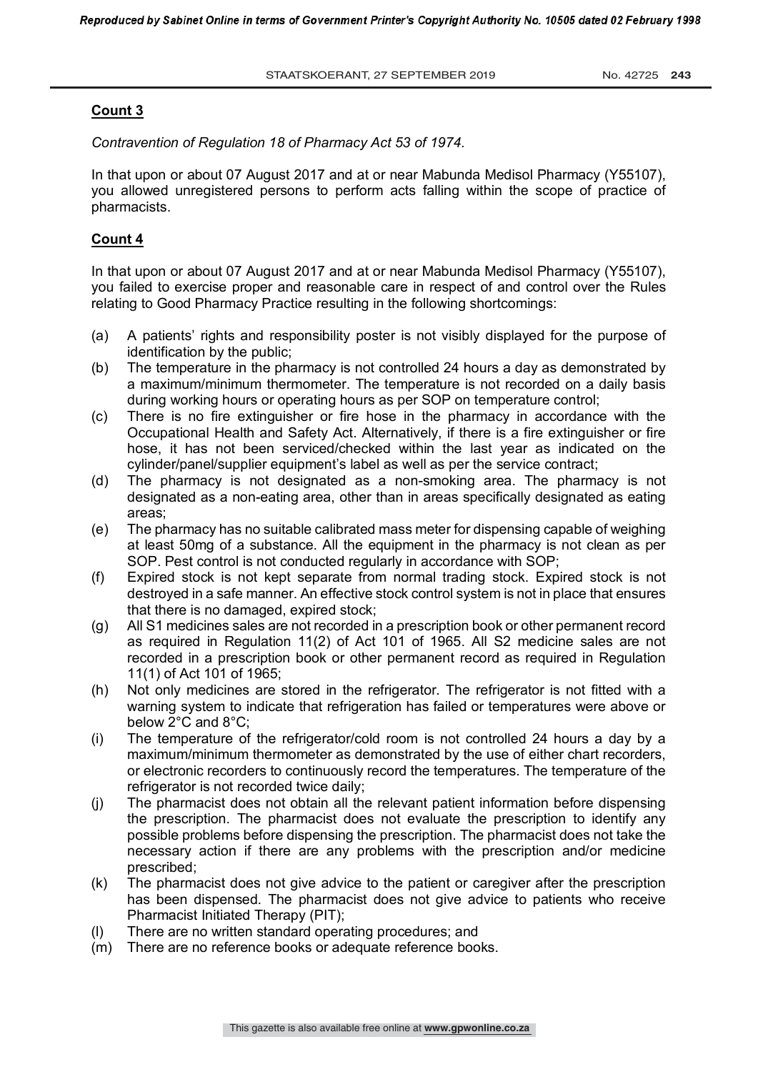**Count 3**

*Contravention of Regulation 18 of Pharmacy Act 53 of 1974.*

In that upon or about 07 August 2017 and at or near Mabunda Medisol Pharmacy (Y55107), you allowed unregistered persons to perform acts falling within the scope of practice of pharmacists.

**Count 4**

In that upon or about 07 August 2017 and at or near Mabunda Medisol Pharmacy (Y55107), you failed to exercise proper and reasonable care in respect of and control over the Rules relating to Good Pharmacy Practice resulting in the following shortcomings:

(a) A patients' rights and responsibility poster is not visibly displayed for the purpose of identification by the public;

(b) The temperature in the pharmacy is not controlled 24 hours a day as demonstrated by a maximum/minimum thermometer. The temperature is not recorded on a daily basis during working hours or operating hours as per SOP on temperature control;

(c) There is no fire extinguisher or fire hose in the pharmacy in accordance with the Occupational Health and Safety Act. Alternatively, if there is a fire extinguisher or fire hose, it has not been serviced/checked within the last year as indicated on the cylinder/panel/supplier equipment's label as well as per the service contract;

(d) The pharmacy is not designated as a non-smoking area. The pharmacy is not designated as a non-eating area, other than in areas specifically designated as eating areas;

(e) The pharmacy has no suitable calibrated mass meter for dispensing capable of weighing at least 50mg of a substance. All the equipment in the pharmacy is not clean as per SOP. Pest control is not conducted regularly in accordance with SOP;

(f) Expired stock is not kept separate from normal trading stock. Expired stock is not destroyed in a safe manner. An effective stock control system is not in place that ensures that there is no damaged, expired stock;

(g) All S1 medicines sales are not recorded in a prescription book or other permanent record as required in Regulation 11(2) of Act 101 of 1965. All S2 medicine sales are not recorded in a prescription book or other permanent record as required in Regulation 11(1) of Act 101 of 1965;

(h) Not only medicines are stored in the refrigerator. The refrigerator is not fitted with a warning system to indicate that refrigeration has failed or temperatures were above or below 2°C and 8°C;

(i) The temperature of the refrigerator/cold room is not controlled 24 hours a day by a maximum/minimum thermometer as demonstrated by the use of either chart recorders, or electronic recorders to continuously record the temperatures. The temperature of the refrigerator is not recorded twice daily;

(j) The pharmacist does not obtain all the relevant patient information before dispensing the prescription. The pharmacist does not evaluate the prescription to identify any possible problems before dispensing the prescription. The pharmacist does not take the necessary action if there are any problems with the prescription and/or medicine prescribed;

(k) The pharmacist does not give advice to the patient or caregiver after the prescription has been dispensed. The pharmacist does not give advice to patients who receive Pharmacist Initiated Therapy (PIT);

(l) There are no written standard operating procedures; and

(m) There are no reference books or adequate reference books.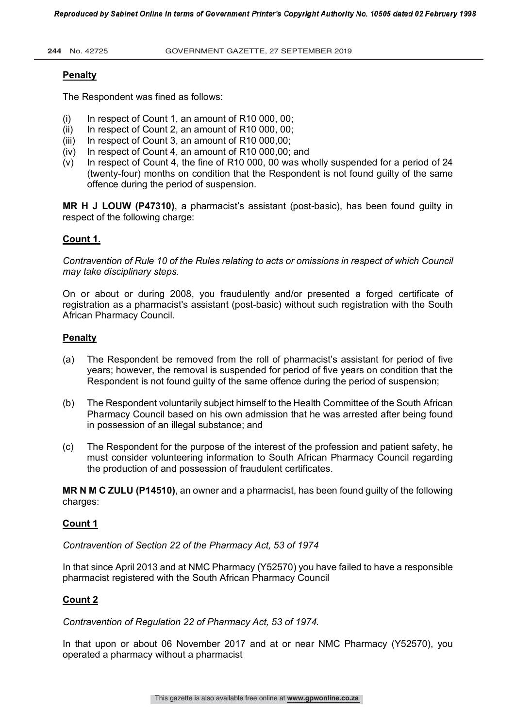**Penalty**

The Respondent was fined as follows:

(i) In respect of Count 1, an amount of R10 000, 00;
(ii) In respect of Count 2, an amount of R10 000, 00;
(iii) In respect of Count 3, an amount of R10 000,00;
(iv) In respect of Count 4, an amount of R10 000,00; and
(v) In respect of Count 4, the fine of R10 000, 00 was wholly suspended for a period of 24 (twenty-four) months on condition that the Respondent is not found guilty of the same offence during the period of suspension.

**MR H J LOUW (P47310)**, a pharmacist's assistant (post-basic), has been found guilty in respect of the following charge:

**Count 1.**

*Contravention of Rule 10 of the Rules relating to acts or omissions in respect of which Council may take disciplinary steps.*

On or about or during 2008, you fraudulently and/or presented a forged certificate of registration as a pharmacist's assistant (post-basic) without such registration with the South African Pharmacy Council.

**Penalty**

(a) The Respondent be removed from the roll of pharmacist's assistant for period of five years; however, the removal is suspended for period of five years on condition that the Respondent is not found guilty of the same offence during the period of suspension;

(b) The Respondent voluntarily subject himself to the Health Committee of the South African Pharmacy Council based on his own admission that he was arrested after being found in possession of an illegal substance; and

(c) The Respondent for the purpose of the interest of the profession and patient safety, he must consider volunteering information to South African Pharmacy Council regarding the production of and possession of fraudulent certificates.

**MR N M C ZULU (P14510)**, an owner and a pharmacist, has been found guilty of the following charges:

**Count 1**

*Contravention of Section 22 of the Pharmacy Act, 53 of 1974*

In that since April 2013 and at NMC Pharmacy (Y52570) you have failed to have a responsible pharmacist registered with the South African Pharmacy Council

**Count 2**

*Contravention of Regulation 22 of Pharmacy Act, 53 of 1974.*

In that upon or about 06 November 2017 and at or near NMC Pharmacy (Y52570), you operated a pharmacy without a pharmacist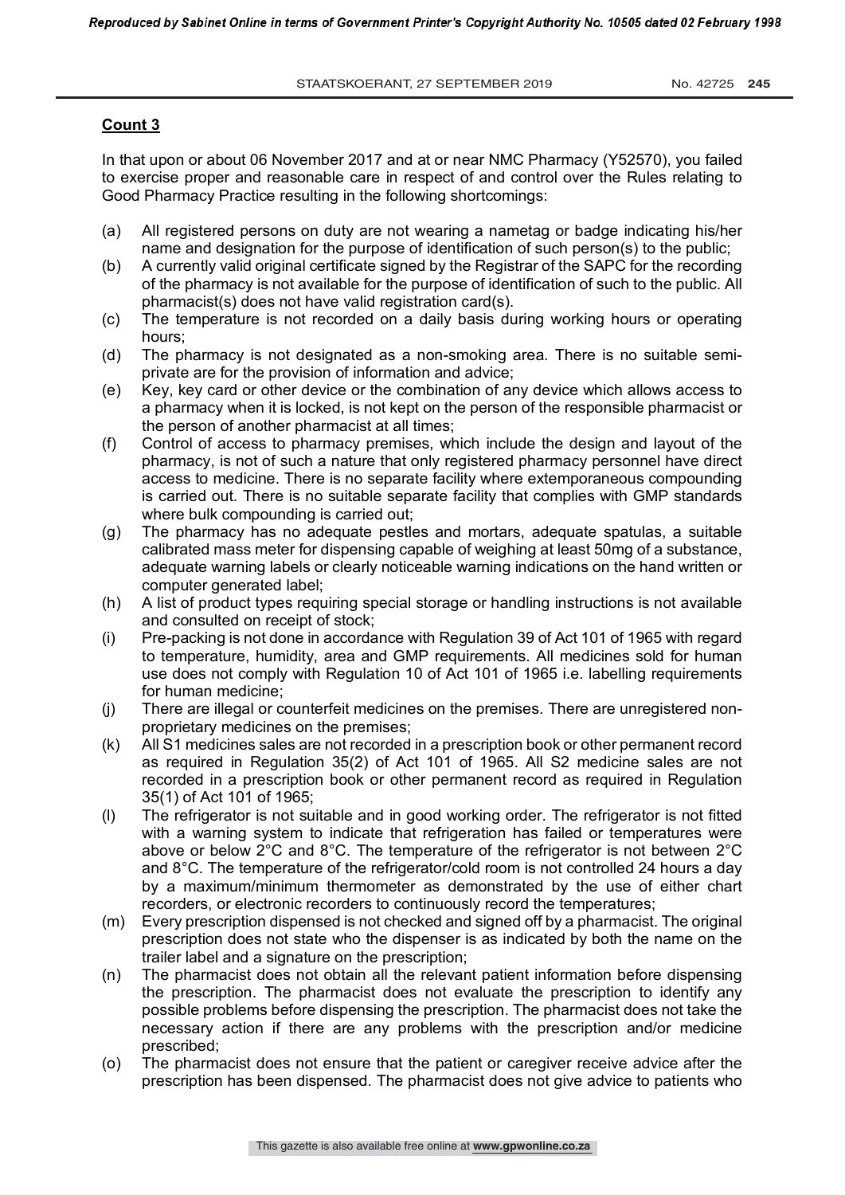**Count 3**

In that upon or about 06 November 2017 and at or near NMC Pharmacy (Y52570), you failed to exercise proper and reasonable care in respect of and control over the Rules relating to Good Pharmacy Practice resulting in the following shortcomings:

(a) All registered persons on duty are not wearing a nametag or badge indicating his/her name and designation for the purpose of identification of such person(s) to the public;

(b) A currently valid original certificate signed by the Registrar of the SAPC for the recording of the pharmacy is not available for the purpose of identification of such to the public. All pharmacist(s) does not have valid registration card(s).

(c) The temperature is not recorded on a daily basis during working hours or operating hours;

(d) The pharmacy is not designated as a non-smoking area. There is no suitable semi-private are for the provision of information and advice;

(e) Key, key card or other device or the combination of any device which allows access to a pharmacy when it is locked, is not kept on the person of the responsible pharmacist or the person of another pharmacist at all times;

(f) Control of access to pharmacy premises, which include the design and layout of the pharmacy, is not of such a nature that only registered pharmacy personnel have direct access to medicine. There is no separate facility where extemporaneous compounding is carried out. There is no suitable separate facility that complies with GMP standards where bulk compounding is carried out;

(g) The pharmacy has no adequate pestles and mortars, adequate spatulas, a suitable calibrated mass meter for dispensing capable of weighing at least 50mg of a substance, adequate warning labels or clearly noticeable warning indications on the hand written or computer generated label;

(h) A list of product types requiring special storage or handling instructions is not available and consulted on receipt of stock;

(i) Pre-packing is not done in accordance with Regulation 39 of Act 101 of 1965 with regard to temperature, humidity, area and GMP requirements. All medicines sold for human use does not comply with Regulation 10 of Act 101 of 1965 i.e. labelling requirements for human medicine;

(j) There are illegal or counterfeit medicines on the premises. There are unregistered non-proprietary medicines on the premises;

(k) All S1 medicines sales are not recorded in a prescription book or other permanent record as required in Regulation 35(2) of Act 101 of 1965. All S2 medicine sales are not recorded in a prescription book or other permanent record as required in Regulation 35(1) of Act 101 of 1965;

(l) The refrigerator is not suitable and in good working order. The refrigerator is not fitted with a warning system to indicate that refrigeration has failed or temperatures were above or below 2°C and 8°C. The temperature of the refrigerator is not between 2°C and 8°C. The temperature of the refrigerator/cold room is not controlled 24 hours a day by a maximum/minimum thermometer as demonstrated by the use of either chart recorders, or electronic recorders to continuously record the temperatures;

(m) Every prescription dispensed is not checked and signed off by a pharmacist. The original prescription does not state who the dispenser is as indicated by both the name on the trailer label and a signature on the prescription;

(n) The pharmacist does not obtain all the relevant patient information before dispensing the prescription. The pharmacist does not evaluate the prescription to identify any possible problems before dispensing the prescription. The pharmacist does not take the necessary action if there are any problems with the prescription and/or medicine prescribed;

(o) The pharmacist does not ensure that the patient or caregiver receive advice after the prescription has been dispensed. The pharmacist does not give advice to patients who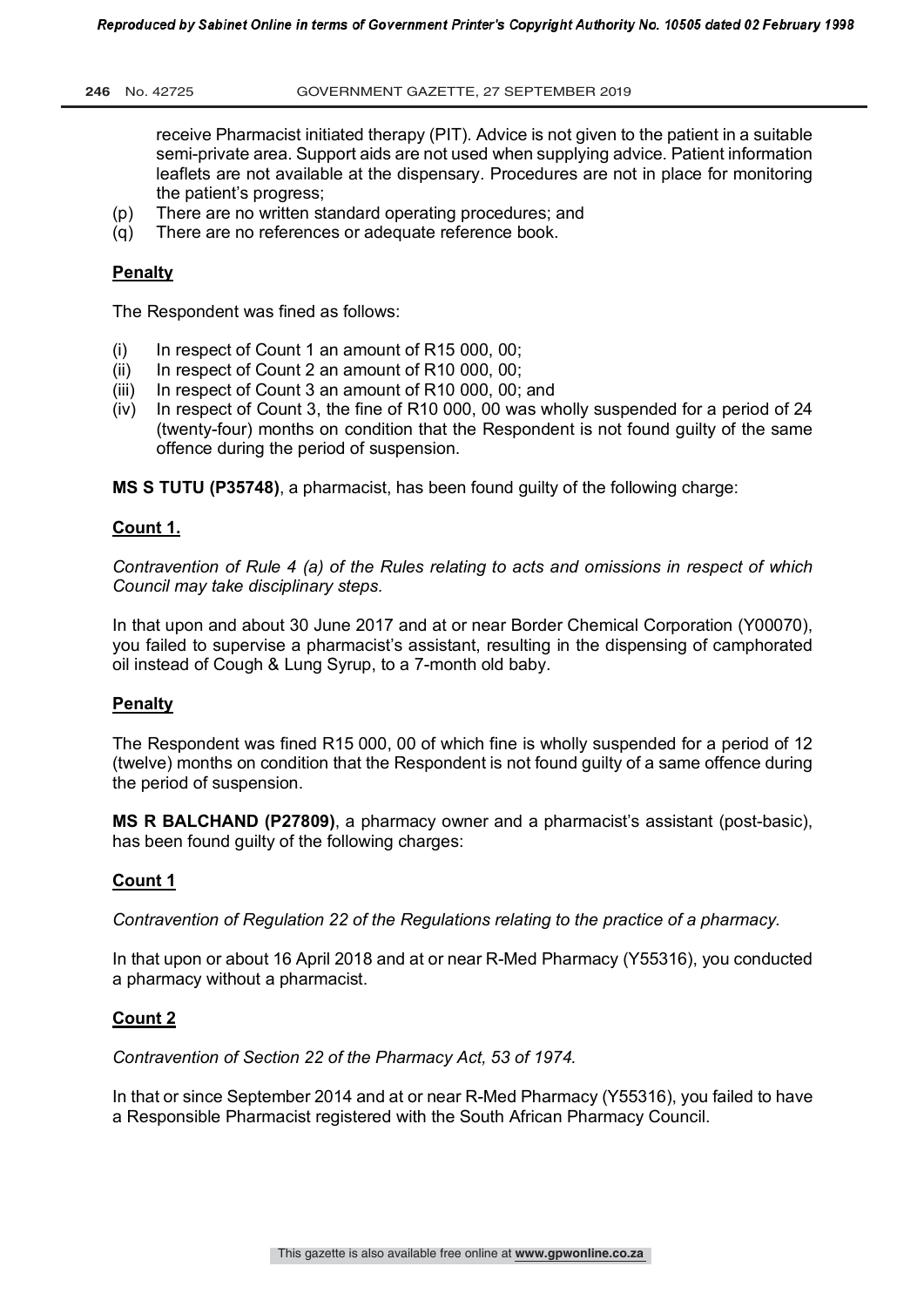receive Pharmacist initiated therapy (PIT). Advice is not given to the patient in a suitable semi-private area. Support aids are not used when supplying advice. Patient information leaflets are not available at the dispensary. Procedures are not in place for monitoring the patient's progress;

(p) There are no written standard operating procedures; and

(q) There are no references or adequate reference book.

**Penalty**

The Respondent was fined as follows:

(i) In respect of Count 1 an amount of R15 000, 00;

(ii) In respect of Count 2 an amount of R10 000, 00;

(iii) In respect of Count 3 an amount of R10 000, 00; and

(iv) In respect of Count 3, the fine of R10 000, 00 was wholly suspended for a period of 24 (twenty-four) months on condition that the Respondent is not found guilty of the same offence during the period of suspension.

**MS S TUTU (P35748)**, a pharmacist, has been found guilty of the following charge:

**Count 1.**

*Contravention of Rule 4 (a) of the Rules relating to acts and omissions in respect of which Council may take disciplinary steps.*

In that upon and about 30 June 2017 and at or near Border Chemical Corporation (Y00070), you failed to supervise a pharmacist's assistant, resulting in the dispensing of camphorated oil instead of Cough & Lung Syrup, to a 7-month old baby.

**Penalty**

The Respondent was fined R15 000, 00 of which fine is wholly suspended for a period of 12 (twelve) months on condition that the Respondent is not found guilty of a same offence during the period of suspension.

**MS R BALCHAND (P27809)**, a pharmacy owner and a pharmacist's assistant (post-basic), has been found guilty of the following charges:

**Count 1**

*Contravention of Regulation 22 of the Regulations relating to the practice of a pharmacy.*

In that upon or about 16 April 2018 and at or near R-Med Pharmacy (Y55316), you conducted a pharmacy without a pharmacist.

**Count 2**

*Contravention of Section 22 of the Pharmacy Act, 53 of 1974.*

In that or since September 2014 and at or near R-Med Pharmacy (Y55316), you failed to have a Responsible Pharmacist registered with the South African Pharmacy Council.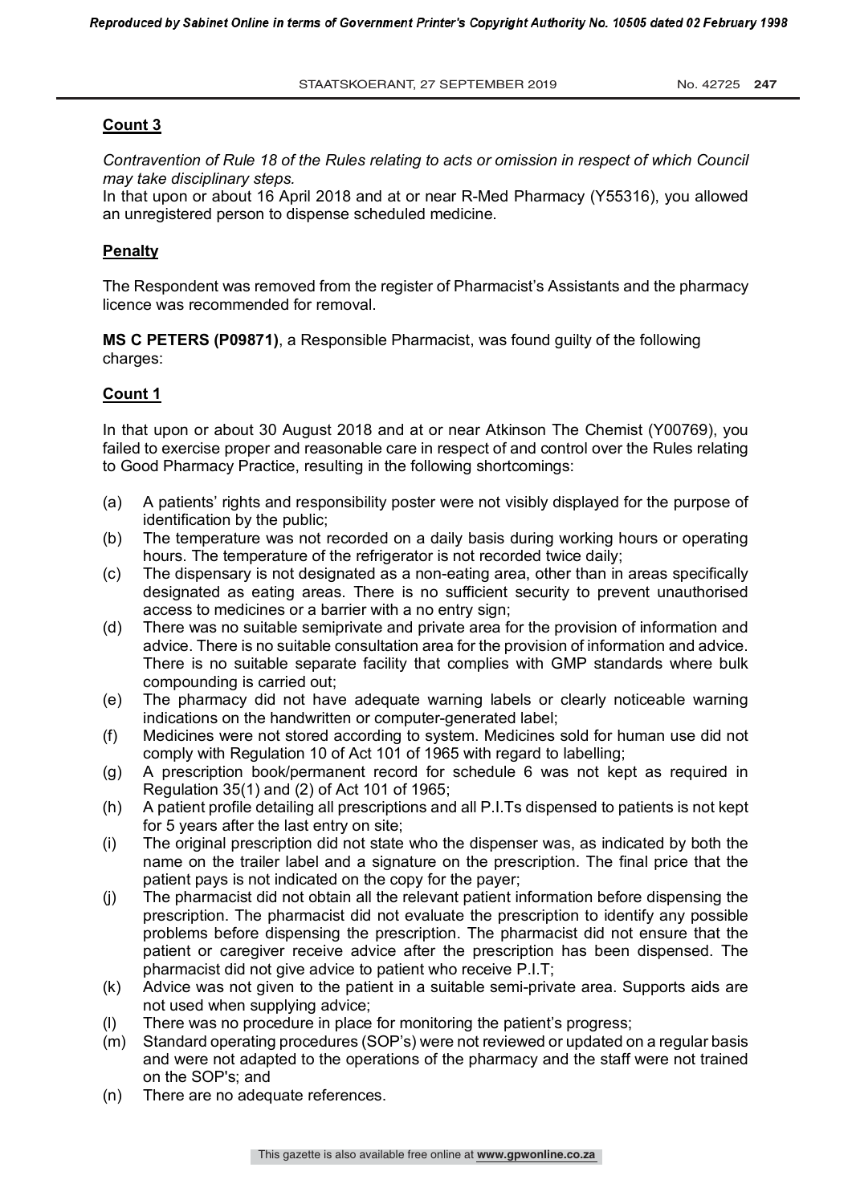**Count 3**

*Contravention of Rule 18 of the Rules relating to acts or omission in respect of which Council may take disciplinary steps.*

In that upon or about 16 April 2018 and at or near R-Med Pharmacy (Y55316), you allowed an unregistered person to dispense scheduled medicine.

**Penalty**

The Respondent was removed from the register of Pharmacist's Assistants and the pharmacy licence was recommended for removal.

**MS C PETERS (P09871)**, a Responsible Pharmacist, was found guilty of the following charges:

**Count 1**

In that upon or about 30 August 2018 and at or near Atkinson The Chemist (Y00769), you failed to exercise proper and reasonable care in respect of and control over the Rules relating to Good Pharmacy Practice, resulting in the following shortcomings:

(a) A patients' rights and responsibility poster were not visibly displayed for the purpose of identification by the public;

(b) The temperature was not recorded on a daily basis during working hours or operating hours. The temperature of the refrigerator is not recorded twice daily;

(c) The dispensary is not designated as a non-eating area, other than in areas specifically designated as eating areas. There is no sufficient security to prevent unauthorised access to medicines or a barrier with a no entry sign;

(d) There was no suitable semiprivate and private area for the provision of information and advice. There is no suitable consultation area for the provision of information and advice. There is no suitable separate facility that complies with GMP standards where bulk compounding is carried out;

(e) The pharmacy did not have adequate warning labels or clearly noticeable warning indications on the handwritten or computer-generated label;

(f) Medicines were not stored according to system. Medicines sold for human use did not comply with Regulation 10 of Act 101 of 1965 with regard to labelling;

(g) A prescription book/permanent record for schedule 6 was not kept as required in Regulation 35(1) and (2) of Act 101 of 1965;

(h) A patient profile detailing all prescriptions and all P.I.Ts dispensed to patients is not kept for 5 years after the last entry on site;

(i) The original prescription did not state who the dispenser was, as indicated by both the name on the trailer label and a signature on the prescription. The final price that the patient pays is not indicated on the copy for the payer;

(j) The pharmacist did not obtain all the relevant patient information before dispensing the prescription. The pharmacist did not evaluate the prescription to identify any possible problems before dispensing the prescription. The pharmacist did not ensure that the patient or caregiver receive advice after the prescription has been dispensed. The pharmacist did not give advice to patient who receive P.I.T;

(k) Advice was not given to the patient in a suitable semi-private area. Supports aids are not used when supplying advice;

(l) There was no procedure in place for monitoring the patient's progress;

(m) Standard operating procedures (SOP's) were not reviewed or updated on a regular basis and were not adapted to the operations of the pharmacy and the staff were not trained on the SOP's; and

(n) There are no adequate references.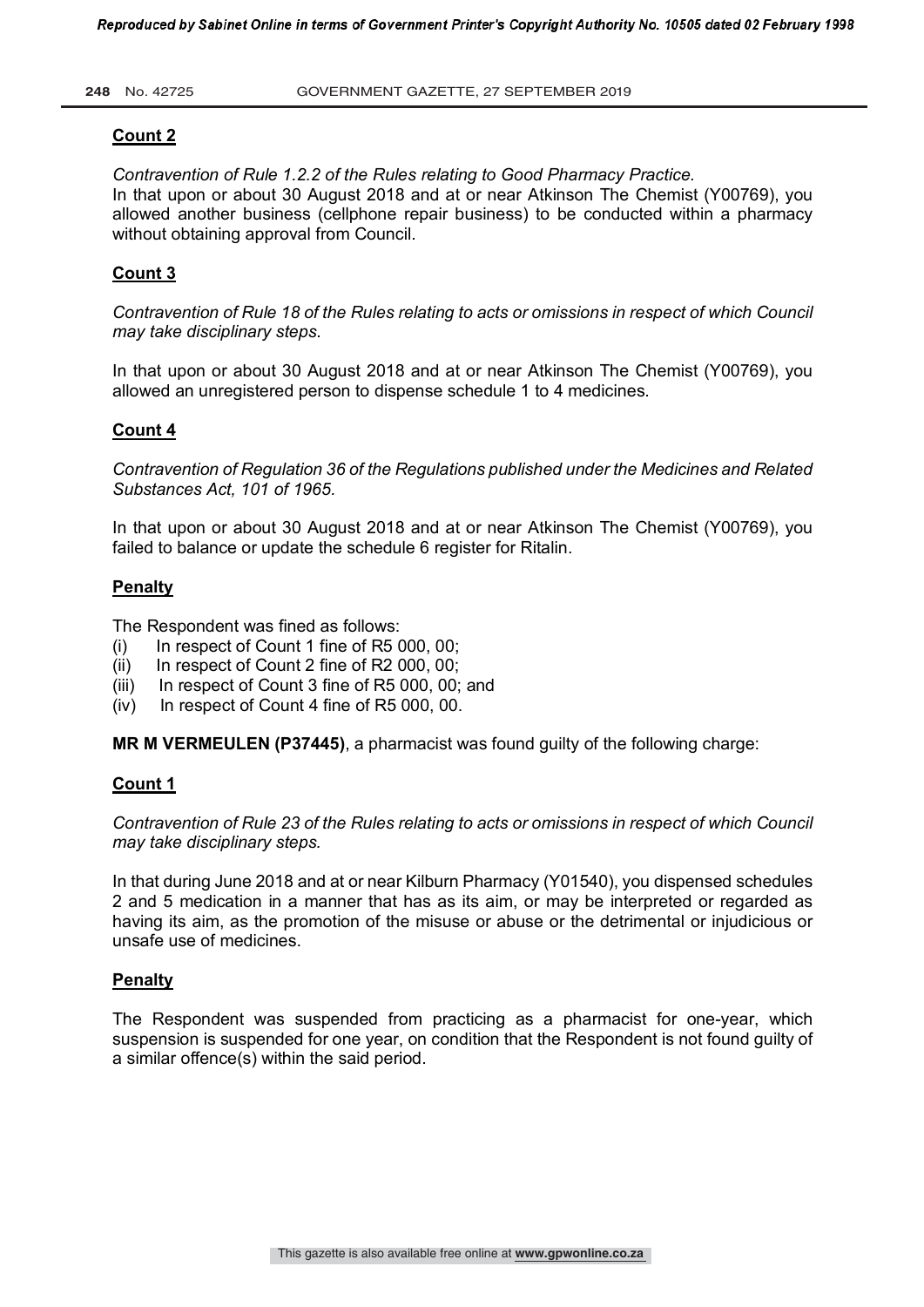**Count 2**

*Contravention of Rule 1.2.2 of the Rules relating to Good Pharmacy Practice.*
In that upon or about 30 August 2018 and at or near Atkinson The Chemist (Y00769), you allowed another business (cellphone repair business) to be conducted within a pharmacy without obtaining approval from Council.

**Count 3**

*Contravention of Rule 18 of the Rules relating to acts or omissions in respect of which Council may take disciplinary steps.*

In that upon or about 30 August 2018 and at or near Atkinson The Chemist (Y00769), you allowed an unregistered person to dispense schedule 1 to 4 medicines.

**Count 4**

*Contravention of Regulation 36 of the Regulations published under the Medicines and Related Substances Act, 101 of 1965.*

In that upon or about 30 August 2018 and at or near Atkinson The Chemist (Y00769), you failed to balance or update the schedule 6 register for Ritalin.

**Penalty**

The Respondent was fined as follows:

(i) In respect of Count 1 fine of R5 000, 00;
(ii) In respect of Count 2 fine of R2 000, 00;
(iii) In respect of Count 3 fine of R5 000, 00; and
(iv) In respect of Count 4 fine of R5 000, 00.

**MR M VERMEULEN (P37445)**, a pharmacist was found guilty of the following charge:

**Count 1**

*Contravention of Rule 23 of the Rules relating to acts or omissions in respect of which Council may take disciplinary steps.*

In that during June 2018 and at or near Kilburn Pharmacy (Y01540), you dispensed schedules 2 and 5 medication in a manner that has as its aim, or may be interpreted or regarded as having its aim, as the promotion of the misuse or abuse or the detrimental or injudicious or unsafe use of medicines.

**Penalty**

The Respondent was suspended from practicing as a pharmacist for one-year, which suspension is suspended for one year, on condition that the Respondent is not found guilty of a similar offence(s) within the said period.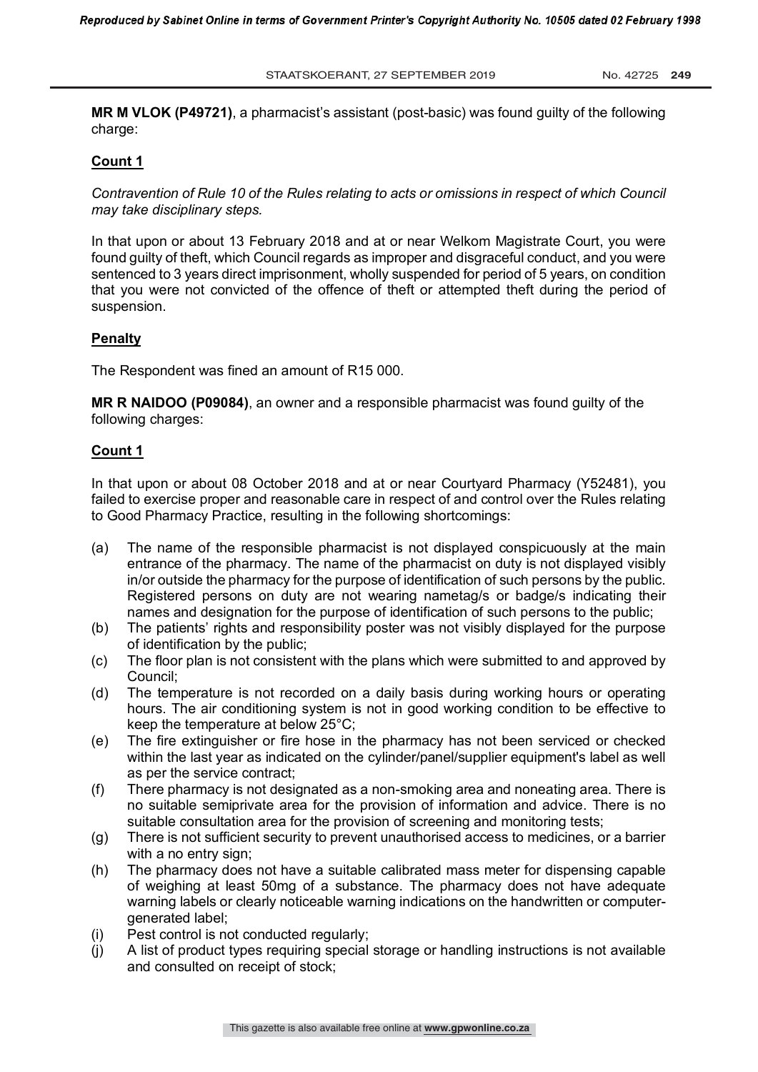**MR M VLOK (P49721)**, a pharmacist's assistant (post-basic) was found guilty of the following charge:

**Count 1**

*Contravention of Rule 10 of the Rules relating to acts or omissions in respect of which Council may take disciplinary steps.*

In that upon or about 13 February 2018 and at or near Welkom Magistrate Court, you were found guilty of theft, which Council regards as improper and disgraceful conduct, and you were sentenced to 3 years direct imprisonment, wholly suspended for period of 5 years, on condition that you were not convicted of the offence of theft or attempted theft during the period of suspension.

**Penalty**

The Respondent was fined an amount of R15 000.

**MR R NAIDOO (P09084)**, an owner and a responsible pharmacist was found guilty of the following charges:

**Count 1**

In that upon or about 08 October 2018 and at or near Courtyard Pharmacy (Y52481), you failed to exercise proper and reasonable care in respect of and control over the Rules relating to Good Pharmacy Practice, resulting in the following shortcomings:

(a) The name of the responsible pharmacist is not displayed conspicuously at the main entrance of the pharmacy. The name of the pharmacist on duty is not displayed visibly in/or outside the pharmacy for the purpose of identification of such persons by the public. Registered persons on duty are not wearing nametag/s or badge/s indicating their names and designation for the purpose of identification of such persons to the public;

(b) The patients' rights and responsibility poster was not visibly displayed for the purpose of identification by the public;

(c) The floor plan is not consistent with the plans which were submitted to and approved by Council;

(d) The temperature is not recorded on a daily basis during working hours or operating hours. The air conditioning system is not in good working condition to be effective to keep the temperature at below 25°C;

(e) The fire extinguisher or fire hose in the pharmacy has not been serviced or checked within the last year as indicated on the cylinder/panel/supplier equipment's label as well as per the service contract;

(f) There pharmacy is not designated as a non-smoking area and noneating area. There is no suitable semiprivate area for the provision of information and advice. There is no suitable consultation area for the provision of screening and monitoring tests;

(g) There is not sufficient security to prevent unauthorised access to medicines, or a barrier with a no entry sign;

(h) The pharmacy does not have a suitable calibrated mass meter for dispensing capable of weighing at least 50mg of a substance. The pharmacy does not have adequate warning labels or clearly noticeable warning indications on the handwritten or computer-generated label;

(i) Pest control is not conducted regularly;

(j) A list of product types requiring special storage or handling instructions is not available and consulted on receipt of stock;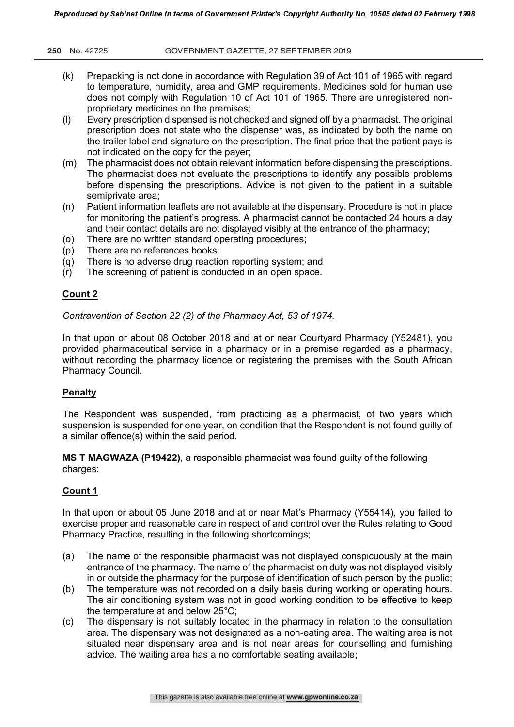(k) Prepacking is not done in accordance with Regulation 39 of Act 101 of 1965 with regard to temperature, humidity, area and GMP requirements. Medicines sold for human use does not comply with Regulation 10 of Act 101 of 1965. There are unregistered non-proprietary medicines on the premises;

(l) Every prescription dispensed is not checked and signed off by a pharmacist. The original prescription does not state who the dispenser was, as indicated by both the name on the trailer label and signature on the prescription. The final price that the patient pays is not indicated on the copy for the payer;

(m) The pharmacist does not obtain relevant information before dispensing the prescriptions. The pharmacist does not evaluate the prescriptions to identify any possible problems before dispensing the prescriptions. Advice is not given to the patient in a suitable semiprivate area;

(n) Patient information leaflets are not available at the dispensary. Procedure is not in place for monitoring the patient's progress. A pharmacist cannot be contacted 24 hours a day and their contact details are not displayed visibly at the entrance of the pharmacy;

(o) There are no written standard operating procedures;

(p) There are no references books;

(q) There is no adverse drug reaction reporting system; and

(r) The screening of patient is conducted in an open space.

**Count 2**

*Contravention of Section 22 (2) of the Pharmacy Act, 53 of 1974.*

In that upon or about 08 October 2018 and at or near Courtyard Pharmacy (Y52481), you provided pharmaceutical service in a pharmacy or in a premise regarded as a pharmacy, without recording the pharmacy licence or registering the premises with the South African Pharmacy Council.

**Penalty**

The Respondent was suspended, from practicing as a pharmacist, of two years which suspension is suspended for one year, on condition that the Respondent is not found guilty of a similar offence(s) within the said period.

**MS T MAGWAZA (P19422)**, a responsible pharmacist was found guilty of the following charges:

**Count 1**

In that upon or about 05 June 2018 and at or near Mat's Pharmacy (Y55414), you failed to exercise proper and reasonable care in respect of and control over the Rules relating to Good Pharmacy Practice, resulting in the following shortcomings;

(a) The name of the responsible pharmacist was not displayed conspicuously at the main entrance of the pharmacy. The name of the pharmacist on duty was not displayed visibly in or outside the pharmacy for the purpose of identification of such person by the public;

(b) The temperature was not recorded on a daily basis during working or operating hours. The air conditioning system was not in good working condition to be effective to keep the temperature at and below 25°C;

(c) The dispensary is not suitably located in the pharmacy in relation to the consultation area. The dispensary was not designated as a non-eating area. The waiting area is not situated near dispensary area and is not near areas for counselling and furnishing advice. The waiting area has a no comfortable seating available;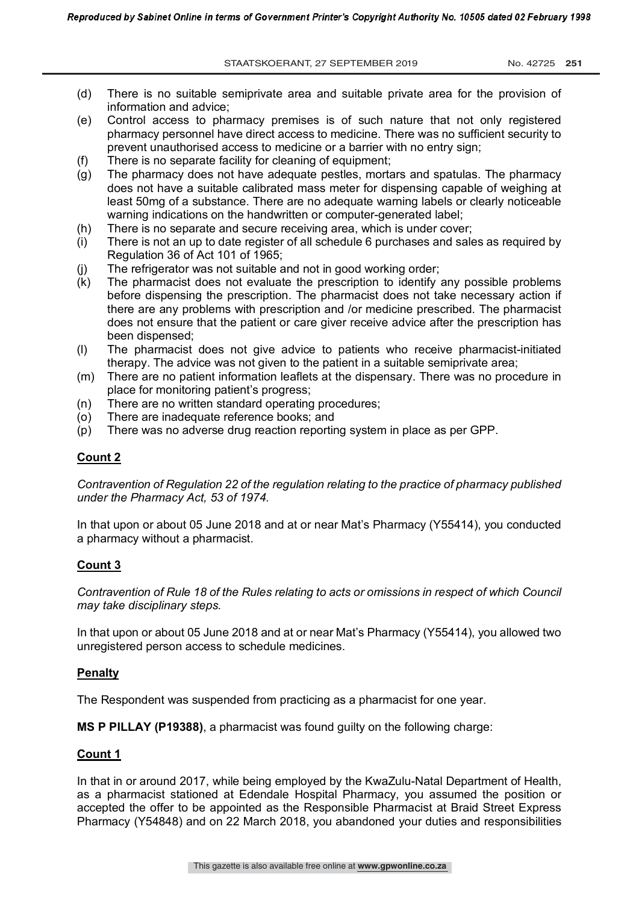(d) There is no suitable semiprivate area and suitable private area for the provision of information and advice;
(e) Control access to pharmacy premises is of such nature that not only registered pharmacy personnel have direct access to medicine. There was no sufficient security to prevent unauthorised access to medicine or a barrier with no entry sign;
(f) There is no separate facility for cleaning of equipment;
(g) The pharmacy does not have adequate pestles, mortars and spatulas. The pharmacy does not have a suitable calibrated mass meter for dispensing capable of weighing at least 50mg of a substance. There are no adequate warning labels or clearly noticeable warning indications on the handwritten or computer-generated label;
(h) There is no separate and secure receiving area, which is under cover;
(i) There is not an up to date register of all schedule 6 purchases and sales as required by Regulation 36 of Act 101 of 1965;
(j) The refrigerator was not suitable and not in good working order;
(k) The pharmacist does not evaluate the prescription to identify any possible problems before dispensing the prescription. The pharmacist does not take necessary action if there are any problems with prescription and /or medicine prescribed. The pharmacist does not ensure that the patient or care giver receive advice after the prescription has been dispensed;
(l) The pharmacist does not give advice to patients who receive pharmacist-initiated therapy. The advice was not given to the patient in a suitable semiprivate area;
(m) There are no patient information leaflets at the dispensary. There was no procedure in place for monitoring patient's progress;
(n) There are no written standard operating procedures;
(o) There are inadequate reference books; and
(p) There was no adverse drug reaction reporting system in place as per GPP.

**Count 2**

*Contravention of Regulation 22 of the regulation relating to the practice of pharmacy published under the Pharmacy Act, 53 of 1974.*

In that upon or about 05 June 2018 and at or near Mat's Pharmacy (Y55414), you conducted a pharmacy without a pharmacist.

**Count 3**

*Contravention of Rule 18 of the Rules relating to acts or omissions in respect of which Council may take disciplinary steps.*

In that upon or about 05 June 2018 and at or near Mat's Pharmacy (Y55414), you allowed two unregistered person access to schedule medicines.

**Penalty**

The Respondent was suspended from practicing as a pharmacist for one year.

**MS P PILLAY (P19388)**, a pharmacist was found guilty on the following charge:

**Count 1**

In that in or around 2017, while being employed by the KwaZulu-Natal Department of Health, as a pharmacist stationed at Edendale Hospital Pharmacy, you assumed the position or accepted the offer to be appointed as the Responsible Pharmacist at Braid Street Express Pharmacy (Y54848) and on 22 March 2018, you abandoned your duties and responsibilities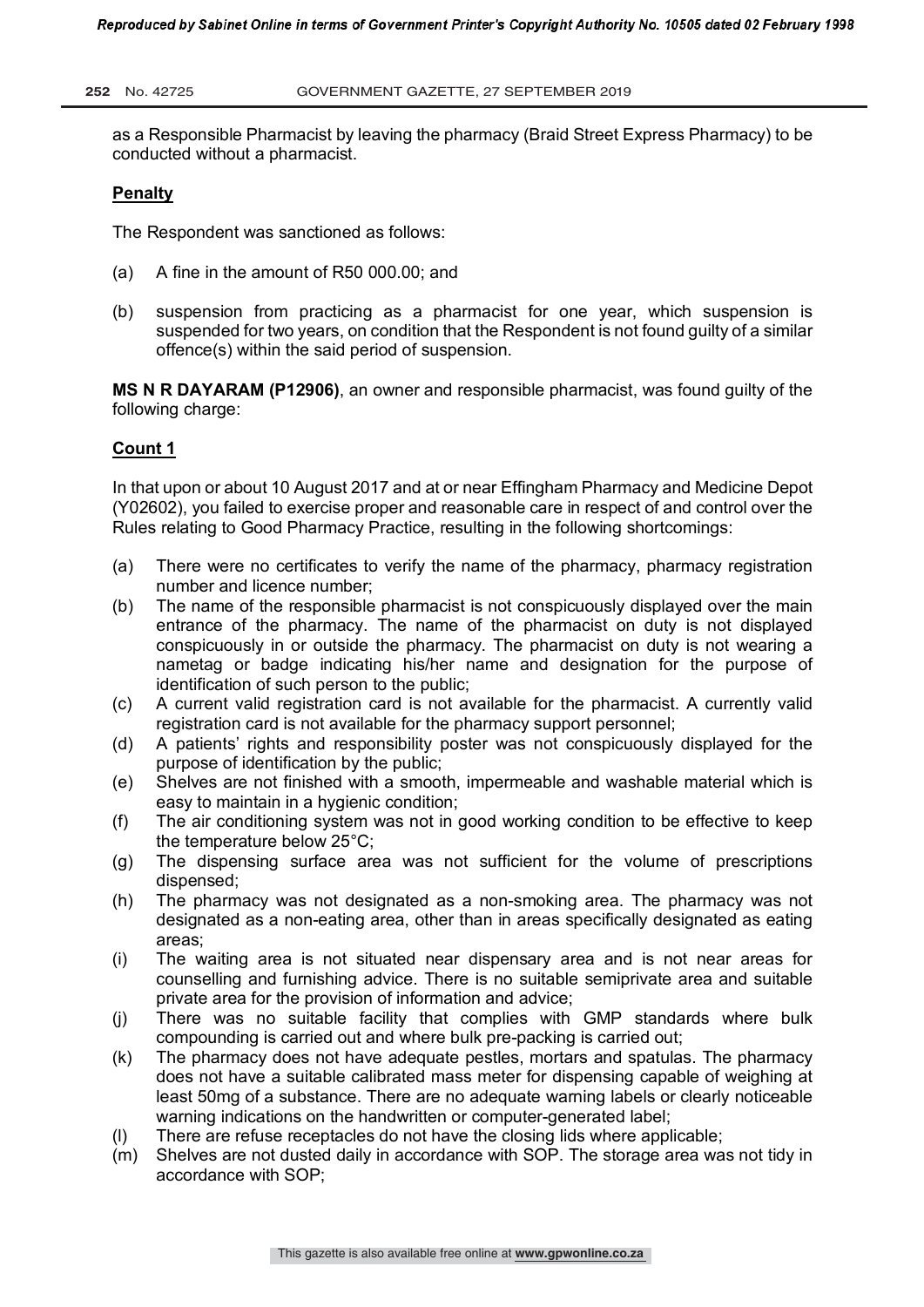as a Responsible Pharmacist by leaving the pharmacy (Braid Street Express Pharmacy) to be conducted without a pharmacist.

**Penalty**

The Respondent was sanctioned as follows:

(a) A fine in the amount of R50 000.00; and

(b) suspension from practicing as a pharmacist for one year, which suspension is suspended for two years, on condition that the Respondent is not found guilty of a similar offence(s) within the said period of suspension.

**MS N R DAYARAM (P12906)**, an owner and responsible pharmacist, was found guilty of the following charge:

**Count 1**

In that upon or about 10 August 2017 and at or near Effingham Pharmacy and Medicine Depot (Y02602), you failed to exercise proper and reasonable care in respect of and control over the Rules relating to Good Pharmacy Practice, resulting in the following shortcomings:

(a) There were no certificates to verify the name of the pharmacy, pharmacy registration number and licence number;
(b) The name of the responsible pharmacist is not conspicuously displayed over the main entrance of the pharmacy. The name of the pharmacist on duty is not displayed conspicuously in or outside the pharmacy. The pharmacist on duty is not wearing a nametag or badge indicating his/her name and designation for the purpose of identification of such person to the public;
(c) A current valid registration card is not available for the pharmacist. A currently valid registration card is not available for the pharmacy support personnel;
(d) A patients' rights and responsibility poster was not conspicuously displayed for the purpose of identification by the public;
(e) Shelves are not finished with a smooth, impermeable and washable material which is easy to maintain in a hygienic condition;
(f) The air conditioning system was not in good working condition to be effective to keep the temperature below 25°C;
(g) The dispensing surface area was not sufficient for the volume of prescriptions dispensed;
(h) The pharmacy was not designated as a non-smoking area. The pharmacy was not designated as a non-eating area, other than in areas specifically designated as eating areas;
(i) The waiting area is not situated near dispensary area and is not near areas for counselling and furnishing advice. There is no suitable semiprivate area and suitable private area for the provision of information and advice;
(j) There was no suitable facility that complies with GMP standards where bulk compounding is carried out and where bulk pre-packing is carried out;
(k) The pharmacy does not have adequate pestles, mortars and spatulas. The pharmacy does not have a suitable calibrated mass meter for dispensing capable of weighing at least 50mg of a substance. There are no adequate warning labels or clearly noticeable warning indications on the handwritten or computer-generated label;
(l) There are refuse receptacles do not have the closing lids where applicable;
(m) Shelves are not dusted daily in accordance with SOP. The storage area was not tidy in accordance with SOP;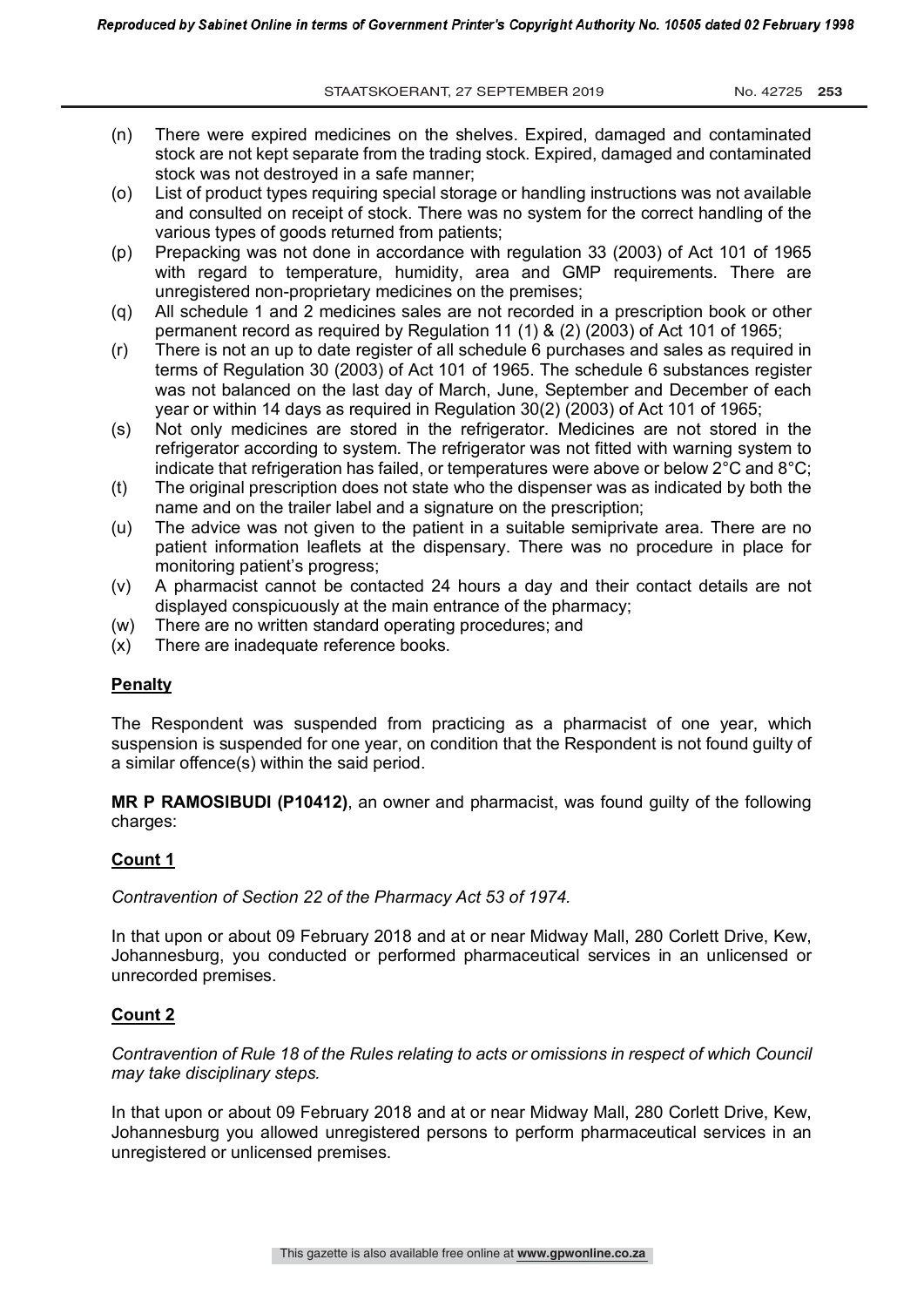(n) There were expired medicines on the shelves. Expired, damaged and contaminated stock are not kept separate from the trading stock. Expired, damaged and contaminated stock was not destroyed in a safe manner;

(o) List of product types requiring special storage or handling instructions was not available and consulted on receipt of stock. There was no system for the correct handling of the various types of goods returned from patients;

(p) Prepacking was not done in accordance with regulation 33 (2003) of Act 101 of 1965 with regard to temperature, humidity, area and GMP requirements. There are unregistered non-proprietary medicines on the premises;

(q) All schedule 1 and 2 medicines sales are not recorded in a prescription book or other permanent record as required by Regulation 11 (1) & (2) (2003) of Act 101 of 1965;

(r) There is not an up to date register of all schedule 6 purchases and sales as required in terms of Regulation 30 (2003) of Act 101 of 1965. The schedule 6 substances register was not balanced on the last day of March, June, September and December of each year or within 14 days as required in Regulation 30(2) (2003) of Act 101 of 1965;

(s) Not only medicines are stored in the refrigerator. Medicines are not stored in the refrigerator according to system. The refrigerator was not fitted with warning system to indicate that refrigeration has failed, or temperatures were above or below 2°C and 8°C;

(t) The original prescription does not state who the dispenser was as indicated by both the name and on the trailer label and a signature on the prescription;

(u) The advice was not given to the patient in a suitable semiprivate area. There are no patient information leaflets at the dispensary. There was no procedure in place for monitoring patient's progress;

(v) A pharmacist cannot be contacted 24 hours a day and their contact details are not displayed conspicuously at the main entrance of the pharmacy;

(w) There are no written standard operating procedures; and

(x) There are inadequate reference books.

**Penalty**

The Respondent was suspended from practicing as a pharmacist of one year, which suspension is suspended for one year, on condition that the Respondent is not found guilty of a similar offence(s) within the said period.

**MR P RAMOSIBUDI (P10412)**, an owner and pharmacist, was found guilty of the following charges:

**Count 1**

*Contravention of Section 22 of the Pharmacy Act 53 of 1974.*

In that upon or about 09 February 2018 and at or near Midway Mall, 280 Corlett Drive, Kew, Johannesburg, you conducted or performed pharmaceutical services in an unlicensed or unrecorded premises.

**Count 2**

*Contravention of Rule 18 of the Rules relating to acts or omissions in respect of which Council may take disciplinary steps.*

In that upon or about 09 February 2018 and at or near Midway Mall, 280 Corlett Drive, Kew, Johannesburg you allowed unregistered persons to perform pharmaceutical services in an unregistered or unlicensed premises.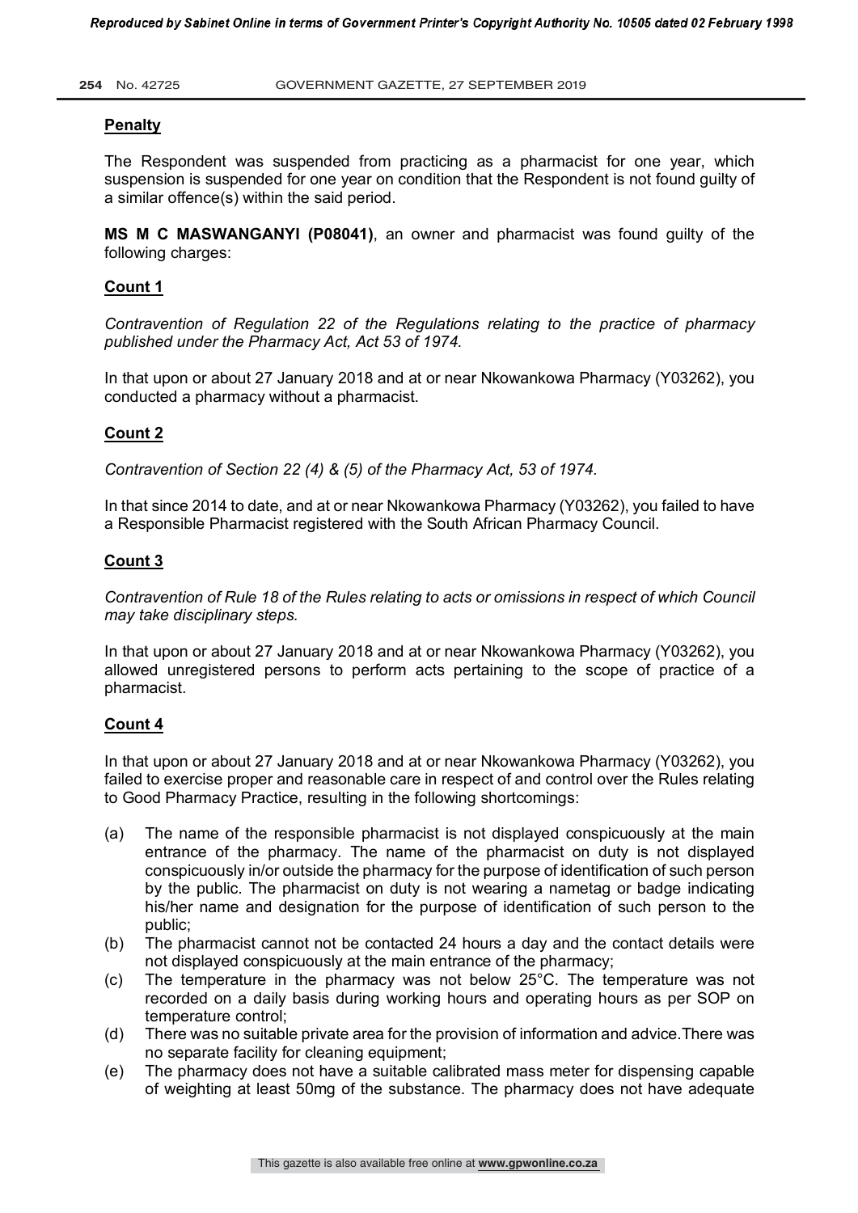**Penalty**

The Respondent was suspended from practicing as a pharmacist for one year, which suspension is suspended for one year on condition that the Respondent is not found guilty of a similar offence(s) within the said period.

**MS M C MASWANGANYI (P08041)**, an owner and pharmacist was found guilty of the following charges:

**Count 1**

*Contravention of Regulation 22 of the Regulations relating to the practice of pharmacy published under the Pharmacy Act, Act 53 of 1974.*

In that upon or about 27 January 2018 and at or near Nkowankowa Pharmacy (Y03262), you conducted a pharmacy without a pharmacist.

**Count 2**

*Contravention of Section 22 (4) & (5) of the Pharmacy Act, 53 of 1974.*

In that since 2014 to date, and at or near Nkowankowa Pharmacy (Y03262), you failed to have a Responsible Pharmacist registered with the South African Pharmacy Council.

**Count 3**

*Contravention of Rule 18 of the Rules relating to acts or omissions in respect of which Council may take disciplinary steps.*

In that upon or about 27 January 2018 and at or near Nkowankowa Pharmacy (Y03262), you allowed unregistered persons to perform acts pertaining to the scope of practice of a pharmacist.

**Count 4**

In that upon or about 27 January 2018 and at or near Nkowankowa Pharmacy (Y03262), you failed to exercise proper and reasonable care in respect of and control over the Rules relating to Good Pharmacy Practice, resulting in the following shortcomings:

(a) The name of the responsible pharmacist is not displayed conspicuously at the main entrance of the pharmacy. The name of the pharmacist on duty is not displayed conspicuously in/or outside the pharmacy for the purpose of identification of such person by the public. The pharmacist on duty is not wearing a nametag or badge indicating his/her name and designation for the purpose of identification of such person to the public;

(b) The pharmacist cannot not be contacted 24 hours a day and the contact details were not displayed conspicuously at the main entrance of the pharmacy;

(c) The temperature in the pharmacy was not below 25°C. The temperature was not recorded on a daily basis during working hours and operating hours as per SOP on temperature control;

(d) There was no suitable private area for the provision of information and advice.There was no separate facility for cleaning equipment;

(e) The pharmacy does not have a suitable calibrated mass meter for dispensing capable of weighting at least 50mg of the substance. The pharmacy does not have adequate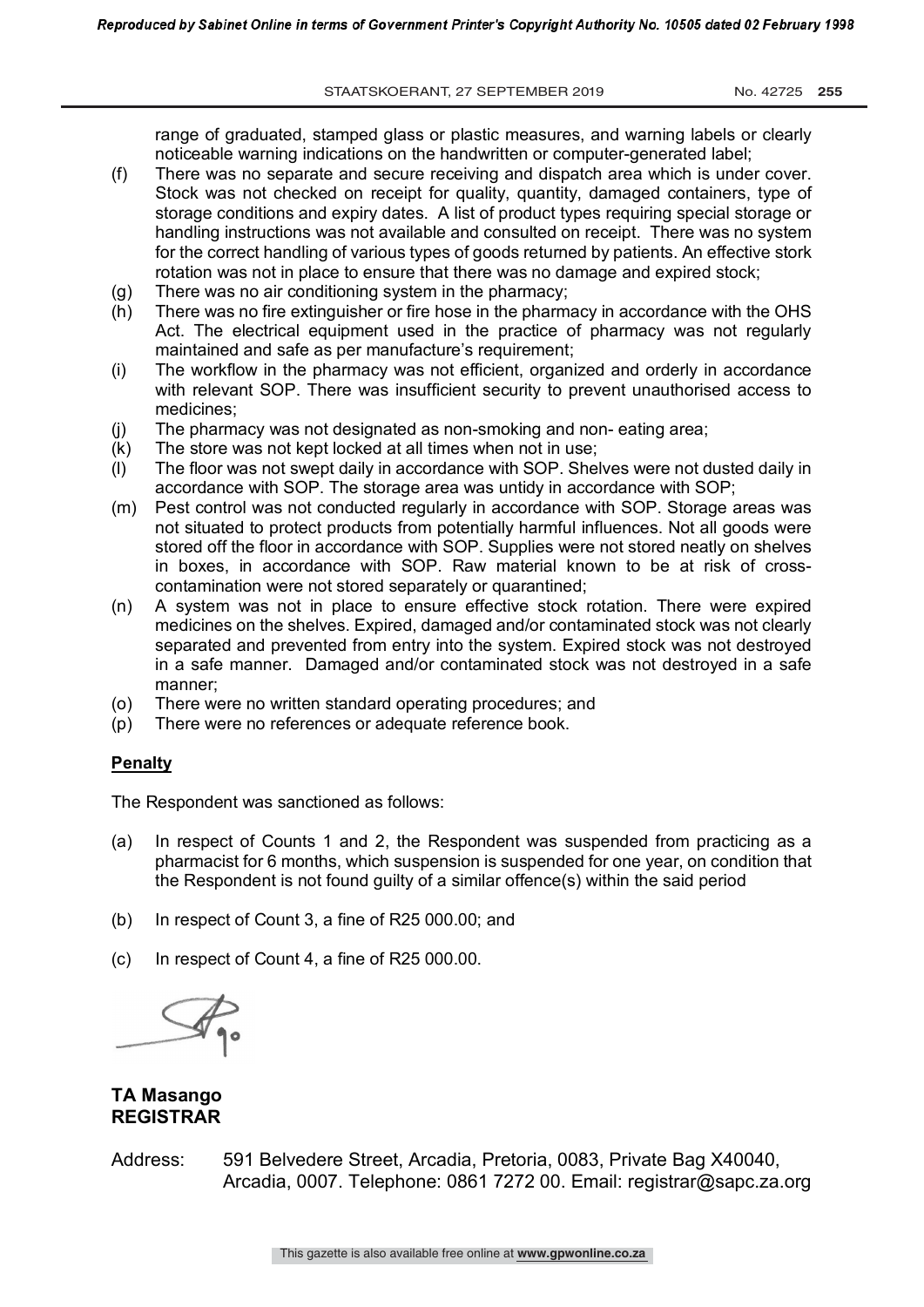range of graduated, stamped glass or plastic measures, and warning labels or clearly noticeable warning indications on the handwritten or computer-generated label;

(f) There was no separate and secure receiving and dispatch area which is under cover. Stock was not checked on receipt for quality, quantity, damaged containers, type of storage conditions and expiry dates. A list of product types requiring special storage or handling instructions was not available and consulted on receipt. There was no system for the correct handling of various types of goods returned by patients. An effective stork rotation was not in place to ensure that there was no damage and expired stock;

(g) There was no air conditioning system in the pharmacy;

(h) There was no fire extinguisher or fire hose in the pharmacy in accordance with the OHS Act. The electrical equipment used in the practice of pharmacy was not regularly maintained and safe as per manufacture's requirement;

(i) The workflow in the pharmacy was not efficient, organized and orderly in accordance with relevant SOP. There was insufficient security to prevent unauthorised access to medicines;

(j) The pharmacy was not designated as non-smoking and non- eating area;

(k) The store was not kept locked at all times when not in use;

(l) The floor was not swept daily in accordance with SOP. Shelves were not dusted daily in accordance with SOP. The storage area was untidy in accordance with SOP;

(m) Pest control was not conducted regularly in accordance with SOP. Storage areas was not situated to protect products from potentially harmful influences. Not all goods were stored off the floor in accordance with SOP. Supplies were not stored neatly on shelves in boxes, in accordance with SOP. Raw material known to be at risk of cross-contamination were not stored separately or quarantined;

(n) A system was not in place to ensure effective stock rotation. There were expired medicines on the shelves. Expired, damaged and/or contaminated stock was not clearly separated and prevented from entry into the system. Expired stock was not destroyed in a safe manner. Damaged and/or contaminated stock was not destroyed in a safe manner;

(o) There were no written standard operating procedures; and

(p) There were no references or adequate reference book.

**Penalty**

The Respondent was sanctioned as follows:

(a) In respect of Counts 1 and 2, the Respondent was suspended from practicing as a pharmacist for 6 months, which suspension is suspended for one year, on condition that the Respondent is not found guilty of a similar offence(s) within the said period

(b) In respect of Count 3, a fine of R25 000.00; and

(c) In respect of Count 4, a fine of R25 000.00.

**TA Masango**
**REGISTRAR**

Address: 591 Belvedere Street, Arcadia, Pretoria, 0083, Private Bag X40040, Arcadia, 0007. Telephone: 0861 7272 00. Email: registrar@sapc.za.org